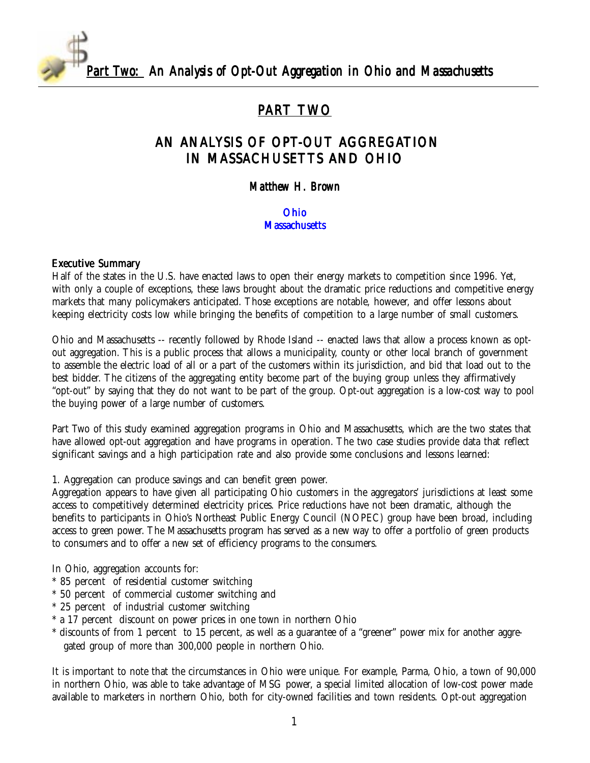# PART TWO

## AN ANALYSIS OF OPT-OUT AGGREGATION IN MASSACHUSETTS AND OHIO

*Matthew H. Brown*

Ohio
Massachusetts

### Executive Summary

Half of the states in the U.S. have enacted laws to open their energy markets to competition since 1996. Yet, with only a couple of exceptions, these laws brought about the dramatic price reductions and competitive energy markets that many policymakers anticipated. Those exceptions are notable, however, and offer lessons about keeping electricity costs low while bringing the benefits of competition to a large number of small customers.

Ohio and Massachusetts -- recently followed by Rhode Island -- enacted laws that allow a process known as opt-out aggregation. This is a public process that allows a municipality, county or other local branch of government to assemble the electric load of all or a part of the customers within its jurisdiction, and bid that load out to the best bidder. The citizens of the aggregating entity become part of the buying group unless they affirmatively "opt-out" by saying that they do not want to be part of the group. Opt-out aggregation is a low-cost way to pool the buying power of a large number of customers.

Part Two of this study examined aggregation programs in Ohio and Massachusetts, which are the two states that have allowed opt-out aggregation and have programs in operation. The two case studies provide data that reflect significant savings and a high participation rate and also provide some conclusions and lessons learned:

1. Aggregation can produce savings and can benefit green power.
Aggregation appears to have given all participating Ohio customers in the aggregators' jurisdictions at least some access to competitively determined electricity prices. Price reductions have not been dramatic, although the benefits to participants in Ohio's Northeast Public Energy Council (NOPEC) group have been broad, including access to green power. The Massachusetts program has served as a new way to offer a portfolio of green products to consumers and to offer a new set of efficiency programs to the consumers.

In Ohio, aggregation accounts for:

* 85 percent of residential customer switching
* 50 percent of commercial customer switching and
* 25 percent of industrial customer switching
* a 17 percent discount on power prices in one town in northern Ohio
* discounts of from 1 percent to 15 percent, as well as a guarantee of a "greener" power mix for another aggregated group of more than 300,000 people in northern Ohio.

It is important to note that the circumstances in Ohio were unique. For example, Parma, Ohio, a town of 90,000 in northern Ohio, was able to take advantage of MSG power, a special limited allocation of low-cost power made available to marketers in northern Ohio, both for city-owned facilities and town residents. Opt-out aggregation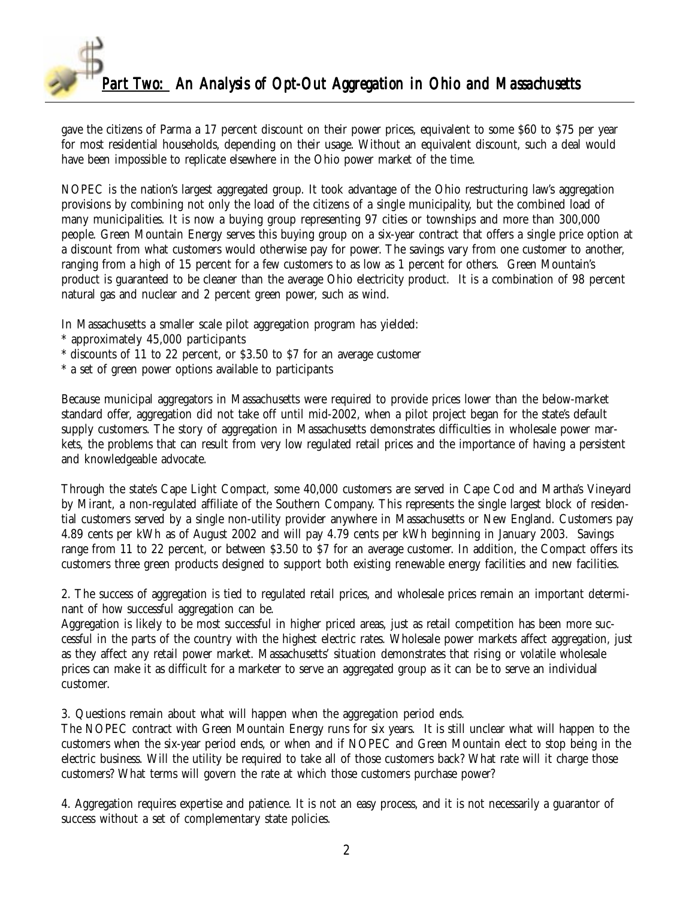gave the citizens of Parma a 17 percent discount on their power prices, equivalent to some $60 to $75 per year for most residential households, depending on their usage. Without an equivalent discount, such a deal would have been impossible to replicate elsewhere in the Ohio power market of the time.

NOPEC is the nation's largest aggregated group. It took advantage of the Ohio restructuring law's aggregation provisions by combining not only the load of the citizens of a single municipality, but the combined load of many municipalities. It is now a buying group representing 97 cities or townships and more than 300,000 people. Green Mountain Energy serves this buying group on a six-year contract that offers a single price option at a discount from what customers would otherwise pay for power. The savings vary from one customer to another, ranging from a high of 15 percent for a few customers to as low as 1 percent for others. Green Mountain's product is guaranteed to be cleaner than the average Ohio electricity product. It is a combination of 98 percent natural gas and nuclear and 2 percent green power, such as wind.

In Massachusetts a smaller scale pilot aggregation program has yielded:

* approximately 45,000 participants
* discounts of 11 to 22 percent, or $3.50 to $7 for an average customer
* a set of green power options available to participants

Because municipal aggregators in Massachusetts were required to provide prices lower than the below-market standard offer, aggregation did not take off until mid-2002, when a pilot project began for the state's default supply customers. The story of aggregation in Massachusetts demonstrates difficulties in wholesale power markets, the problems that can result from very low regulated retail prices and the importance of having a persistent and knowledgeable advocate.

Through the state's Cape Light Compact, some 40,000 customers are served in Cape Cod and Martha's Vineyard by Mirant, a non-regulated affiliate of the Southern Company. This represents the single largest block of residential customers served by a single non-utility provider anywhere in Massachusetts or New England. Customers pay 4.89 cents per kWh as of August 2002 and will pay 4.79 cents per kWh beginning in January 2003. Savings range from 11 to 22 percent, or between $3.50 to $7 for an average customer. In addition, the Compact offers its customers three green products designed to support both existing renewable energy facilities and new facilities.

2. The success of aggregation is tied to regulated retail prices, and wholesale prices remain an important determinant of how successful aggregation can be.

Aggregation is likely to be most successful in higher priced areas, just as retail competition has been more successful in the parts of the country with the highest electric rates. Wholesale power markets affect aggregation, just as they affect any retail power market. Massachusetts' situation demonstrates that rising or volatile wholesale prices can make it as difficult for a marketer to serve an aggregated group as it can be to serve an individual customer.

3. Questions remain about what will happen when the aggregation period ends.

The NOPEC contract with Green Mountain Energy runs for six years. It is still unclear what will happen to the customers when the six-year period ends, or when and if NOPEC and Green Mountain elect to stop being in the electric business. Will the utility be required to take all of those customers back? What rate will it charge those customers? What terms will govern the rate at which those customers purchase power?

4. Aggregation requires expertise and patience. It is not an easy process, and it is not necessarily a guarantor of success without a set of complementary state policies.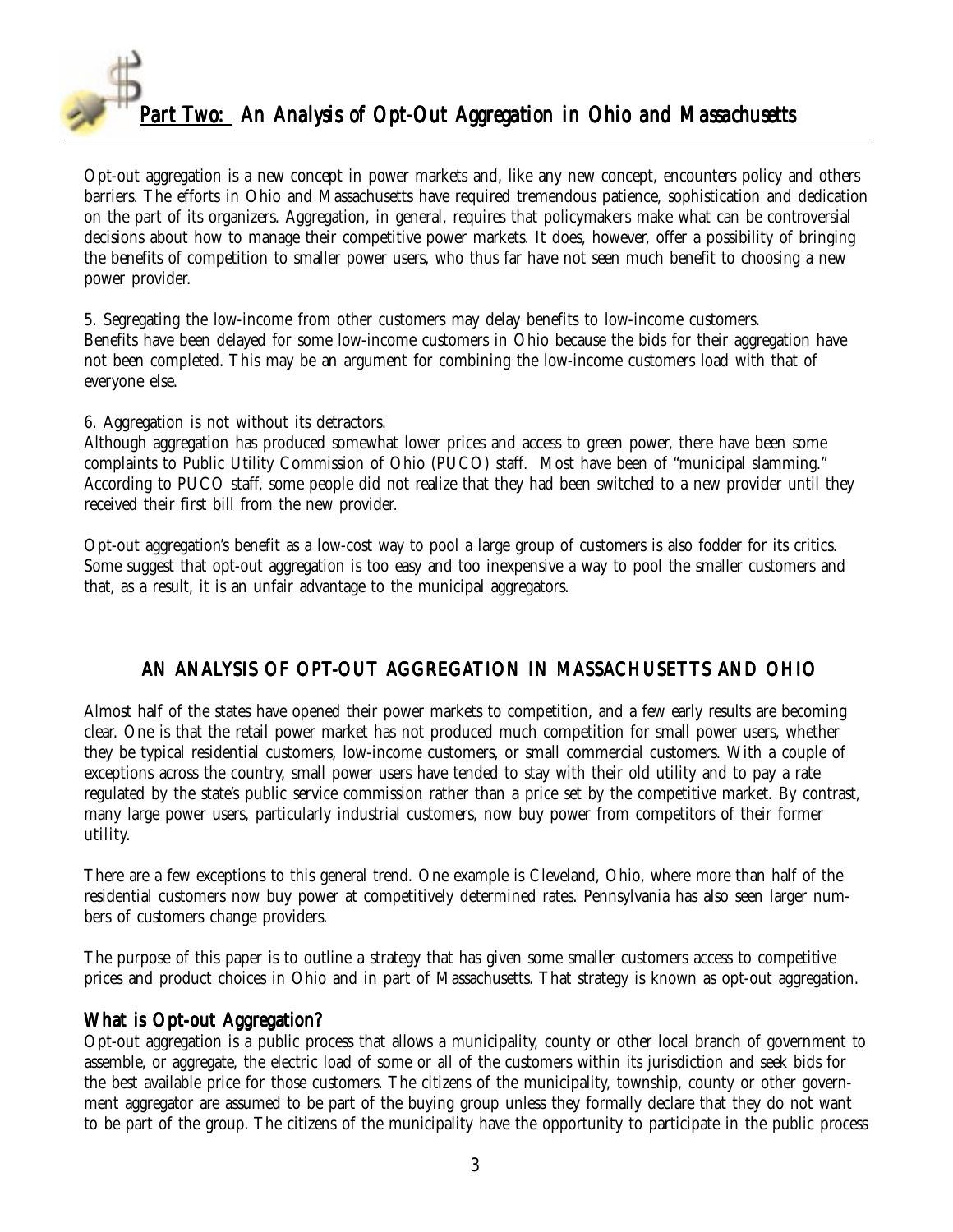## Part Two: An Analysis of Opt-Out Aggregation in Ohio and Massachusetts

Opt-out aggregation is a new concept in power markets and, like any new concept, encounters policy and others barriers. The efforts in Ohio and Massachusetts have required tremendous patience, sophistication and dedication on the part of its organizers. Aggregation, in general, requires that policymakers make what can be controversial decisions about how to manage their competitive power markets. It does, however, offer a possibility of bringing the benefits of competition to smaller power users, who thus far have not seen much benefit to choosing a new power provider.

5. Segregating the low-income from other customers may delay benefits to low-income customers.
Benefits have been delayed for some low-income customers in Ohio because the bids for their aggregation have not been completed. This may be an argument for combining the low-income customers load with that of everyone else.

6. Aggregation is not without its detractors.
Although aggregation has produced somewhat lower prices and access to green power, there have been some complaints to Public Utility Commission of Ohio (PUCO) staff. Most have been of "municipal slamming." According to PUCO staff, some people did not realize that they had been switched to a new provider until they received their first bill from the new provider.

Opt-out aggregation's benefit as a low-cost way to pool a large group of customers is also fodder for its critics. Some suggest that opt-out aggregation is too easy and too inexpensive a way to pool the smaller customers and that, as a result, it is an unfair advantage to the municipal aggregators.

## AN ANALYSIS OF OPT-OUT AGGREGATION IN MASSACHUSETTS AND OHIO

Almost half of the states have opened their power markets to competition, and a few early results are becoming clear. One is that the retail power market has not produced much competition for small power users, whether they be typical residential customers, low-income customers, or small commercial customers. With a couple of exceptions across the country, small power users have tended to stay with their old utility and to pay a rate regulated by the state's public service commission rather than a price set by the competitive market. By contrast, many large power users, particularly industrial customers, now buy power from competitors of their former utility.

There are a few exceptions to this general trend. One example is Cleveland, Ohio, where more than half of the residential customers now buy power at competitively determined rates. Pennsylvania has also seen larger numbers of customers change providers.

The purpose of this paper is to outline a strategy that has given some smaller customers access to competitive prices and product choices in Ohio and in part of Massachusetts. That strategy is known as opt-out aggregation.

### What is Opt-out Aggregation?

Opt-out aggregation is a public process that allows a municipality, county or other local branch of government to assemble, or aggregate, the electric load of some or all of the customers within its jurisdiction and seek bids for the best available price for those customers. The citizens of the municipality, township, county or other government aggregator are assumed to be part of the buying group unless they formally declare that they do not want to be part of the group. The citizens of the municipality have the opportunity to participate in the public process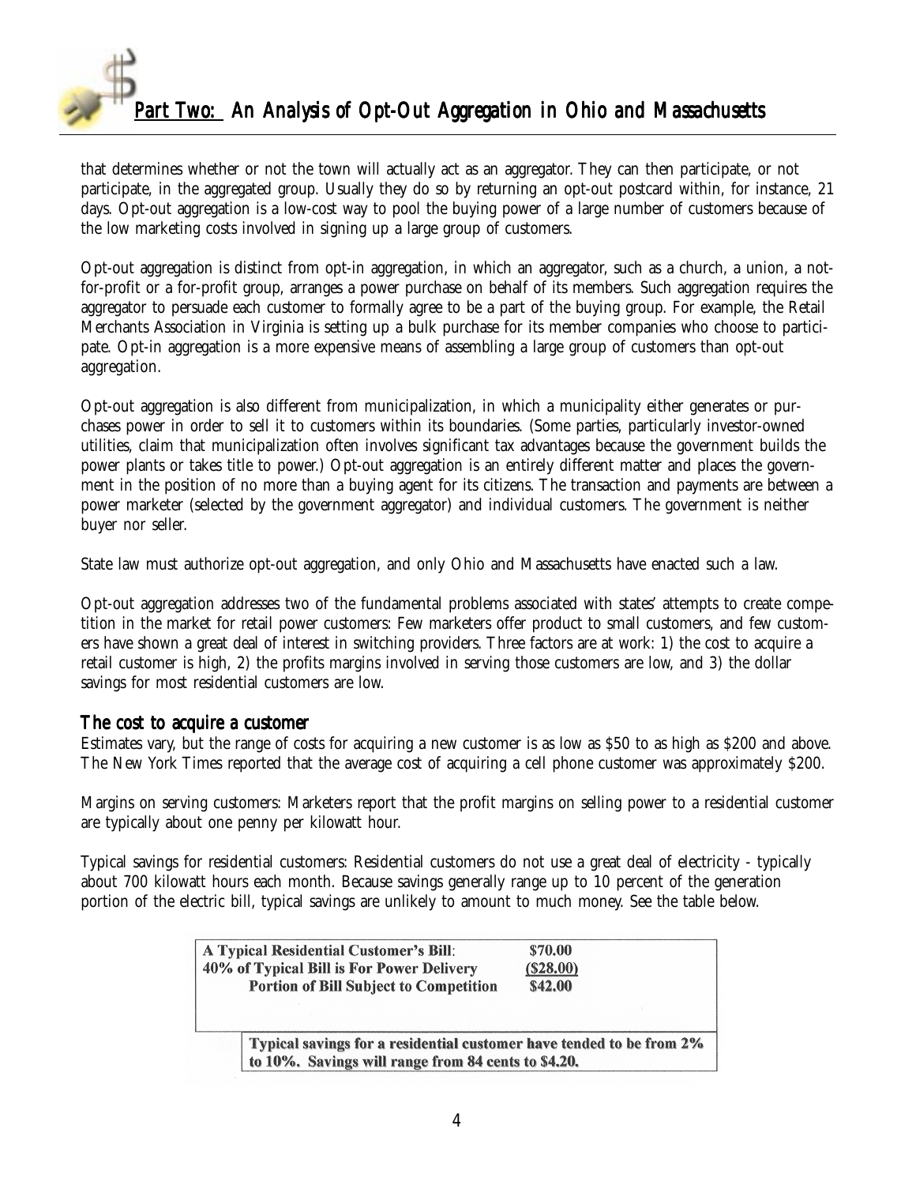that determines whether or not the town will actually act as an aggregator. They can then participate, or not participate, in the aggregated group. Usually they do so by returning an opt-out postcard within, for instance, 21 days. Opt-out aggregation is a low-cost way to pool the buying power of a large number of customers because of the low marketing costs involved in signing up a large group of customers.

Opt-out aggregation is distinct from opt-in aggregation, in which an aggregator, such as a church, a union, a not-for-profit or a for-profit group, arranges a power purchase on behalf of its members. Such aggregation requires the aggregator to persuade each customer to formally agree to be a part of the buying group. For example, the Retail Merchants Association in Virginia is setting up a bulk purchase for its member companies who choose to participate. Opt-in aggregation is a more expensive means of assembling a large group of customers than opt-out aggregation.

Opt-out aggregation is also different from municipalization, in which a municipality either generates or purchases power in order to sell it to customers within its boundaries. (Some parties, particularly investor-owned utilities, claim that municipalization often involves significant tax advantages because the government builds the power plants or takes title to power.) Opt-out aggregation is an entirely different matter and places the government in the position of no more than a buying agent for its citizens. The transaction and payments are between a power marketer (selected by the government aggregator) and individual customers. The government is neither buyer nor seller.

State law must authorize opt-out aggregation, and only Ohio and Massachusetts have enacted such a law.

Opt-out aggregation addresses two of the fundamental problems associated with states' attempts to create competition in the market for retail power customers: Few marketers offer product to small customers, and few customers have shown a great deal of interest in switching providers. Three factors are at work: 1) the cost to acquire a retail customer is high, 2) the profits margins involved in serving those customers are low, and 3) the dollar savings for most residential customers are low.

## The cost to acquire a customer

Estimates vary, but the range of costs for acquiring a new customer is as low as $50 to as high as $200 and above. The New York Times reported that the average cost of acquiring a cell phone customer was approximately $200.

Margins on serving customers: Marketers report that the profit margins on selling power to a residential customer are typically about one penny per kilowatt hour.

Typical savings for residential customers: Residential customers do not use a great deal of electricity - typically about 700 kilowatt hours each month. Because savings generally range up to 10 percent of the generation portion of the electric bill, typical savings are unlikely to amount to much money. See the table below.

| | |
|---|---|
| **A Typical Residential Customer's Bill:** | **$70.00** |
| **40% of Typical Bill is For Power Delivery** | **($28.00)** |
| **Portion of Bill Subject to Competition** | **$42.00** |

**Typical savings for a residential customer have tended to be from 2% to 10%. Savings will range from 84 cents to $4.20.**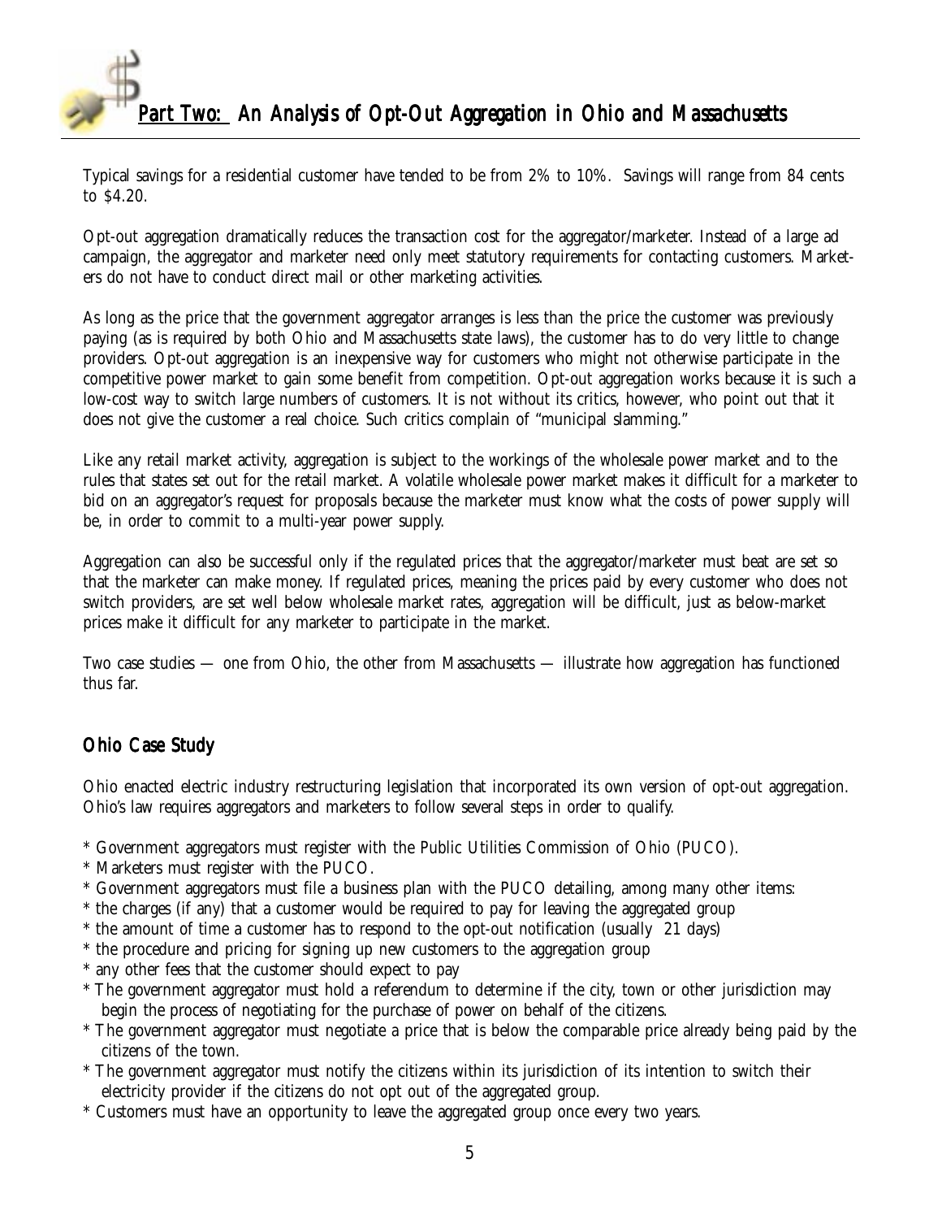## Part Two: An Analysis of Opt-Out Aggregation in Ohio and Massachusetts

Typical savings for a residential customer have tended to be from 2% to 10%. Savings will range from 84 cents to $4.20.

Opt-out aggregation dramatically reduces the transaction cost for the aggregator/marketer. Instead of a large ad campaign, the aggregator and marketer need only meet statutory requirements for contacting customers. Marketers do not have to conduct direct mail or other marketing activities.

As long as the price that the government aggregator arranges is less than the price the customer was previously paying (as is required by both Ohio and Massachusetts state laws), the customer has to do very little to change providers. Opt-out aggregation is an inexpensive way for customers who might not otherwise participate in the competitive power market to gain some benefit from competition. Opt-out aggregation works because it is such a low-cost way to switch large numbers of customers. It is not without its critics, however, who point out that it does not give the customer a real choice. Such critics complain of "municipal slamming."

Like any retail market activity, aggregation is subject to the workings of the wholesale power market and to the rules that states set out for the retail market. A volatile wholesale power market makes it difficult for a marketer to bid on an aggregator's request for proposals because the marketer must know what the costs of power supply will be, in order to commit to a multi-year power supply.

Aggregation can also be successful only if the regulated prices that the aggregator/marketer must beat are set so that the marketer can make money. If regulated prices, meaning the prices paid by every customer who does not switch providers, are set well below wholesale market rates, aggregation will be difficult, just as below-market prices make it difficult for any marketer to participate in the market.

Two case studies — one from Ohio, the other from Massachusetts — illustrate how aggregation has functioned thus far.

### Ohio Case Study

Ohio enacted electric industry restructuring legislation that incorporated its own version of opt-out aggregation. Ohio's law requires aggregators and marketers to follow several steps in order to qualify.

* Government aggregators must register with the Public Utilities Commission of Ohio (PUCO).
* Marketers must register with the PUCO.
* Government aggregators must file a business plan with the PUCO detailing, among many other items:
* the charges (if any) that a customer would be required to pay for leaving the aggregated group
* the amount of time a customer has to respond to the opt-out notification (usually 21 days)
* the procedure and pricing for signing up new customers to the aggregation group
* any other fees that the customer should expect to pay
* The government aggregator must hold a referendum to determine if the city, town or other jurisdiction may begin the process of negotiating for the purchase of power on behalf of the citizens.
* The government aggregator must negotiate a price that is below the comparable price already being paid by the citizens of the town.
* The government aggregator must notify the citizens within its jurisdiction of its intention to switch their electricity provider if the citizens do not opt out of the aggregated group.
* Customers must have an opportunity to leave the aggregated group once every two years.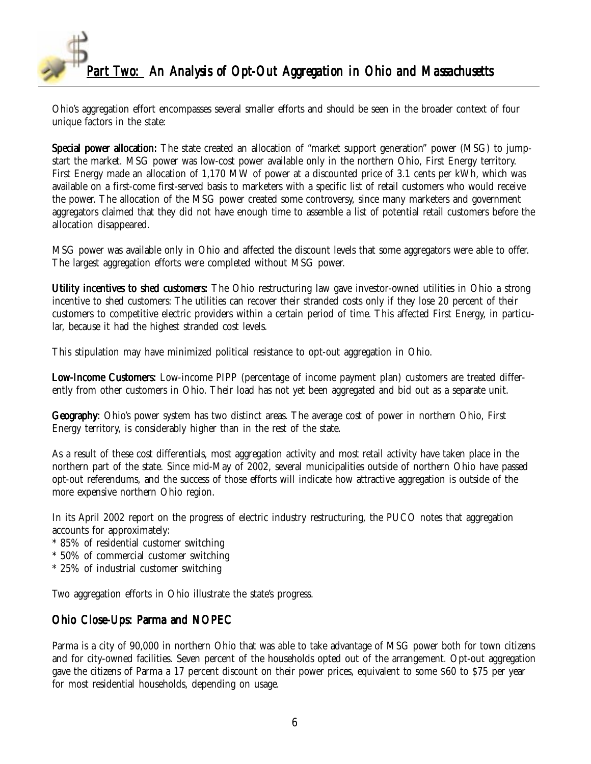## Part Two: An Analysis of Opt-Out Aggregation in Ohio and Massachusetts

Ohio's aggregation effort encompasses several smaller efforts and should be seen in the broader context of four unique factors in the state:

**Special power allocation:** The state created an allocation of "market support generation" power (MSG) to jump-start the market. MSG power was low-cost power available only in the northern Ohio, First Energy territory. First Energy made an allocation of 1,170 MW of power at a discounted price of 3.1 cents per kWh, which was available on a first-come first-served basis to marketers with a specific list of retail customers who would receive the power. The allocation of the MSG power created some controversy, since many marketers and government aggregators claimed that they did not have enough time to assemble a list of potential retail customers before the allocation disappeared.

MSG power was available only in Ohio and affected the discount levels that some aggregators were able to offer. The largest aggregation efforts were completed without MSG power.

**Utility incentives to shed customers:** The Ohio restructuring law gave investor-owned utilities in Ohio a strong incentive to shed customers: The utilities can recover their stranded costs only if they lose 20 percent of their customers to competitive electric providers within a certain period of time. This affected First Energy, in particular, because it had the highest stranded cost levels.

This stipulation may have minimized political resistance to opt-out aggregation in Ohio.

**Low-Income Customers:** Low-income PIPP (percentage of income payment plan) customers are treated differently from other customers in Ohio. Their load has not yet been aggregated and bid out as a separate unit.

**Geography:** Ohio's power system has two distinct areas. The average cost of power in northern Ohio, First Energy territory, is considerably higher than in the rest of the state.

As a result of these cost differentials, most aggregation activity and most retail activity have taken place in the northern part of the state. Since mid-May of 2002, several municipalities outside of northern Ohio have passed opt-out referendums, and the success of those efforts will indicate how attractive aggregation is outside of the more expensive northern Ohio region.

In its April 2002 report on the progress of electric industry restructuring, the PUCO notes that aggregation accounts for approximately:

* 85% of residential customer switching
* 50% of commercial customer switching
* 25% of industrial customer switching

Two aggregation efforts in Ohio illustrate the state's progress.

### Ohio Close-Ups: Parma and NOPEC

Parma is a city of 90,000 in northern Ohio that was able to take advantage of MSG power both for town citizens and for city-owned facilities. Seven percent of the households opted out of the arrangement. Opt-out aggregation gave the citizens of Parma a 17 percent discount on their power prices, equivalent to some $60 to $75 per year for most residential households, depending on usage.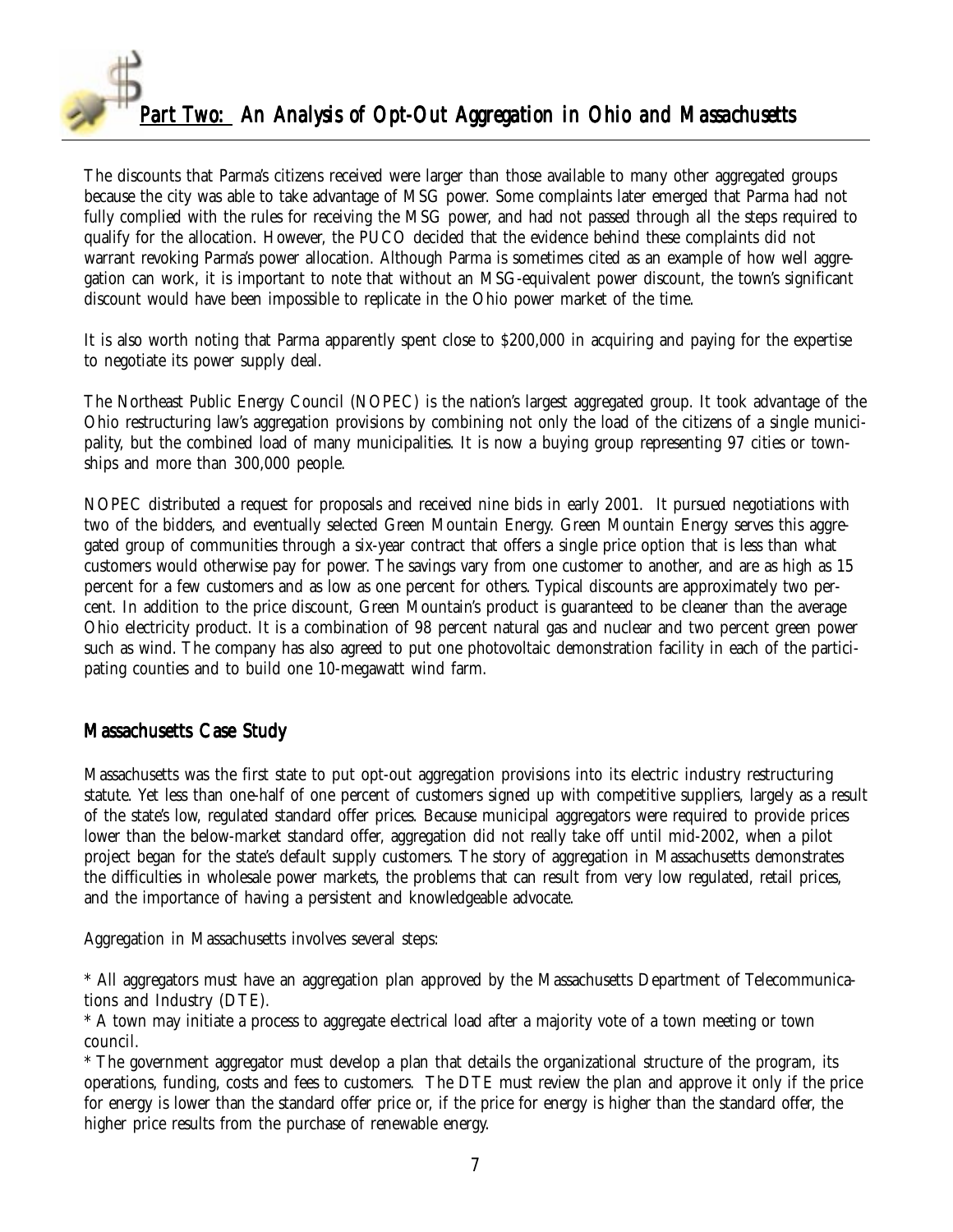The discounts that Parma's citizens received were larger than those available to many other aggregated groups because the city was able to take advantage of MSG power. Some complaints later emerged that Parma had not fully complied with the rules for receiving the MSG power, and had not passed through all the steps required to qualify for the allocation. However, the PUCO decided that the evidence behind these complaints did not warrant revoking Parma's power allocation. Although Parma is sometimes cited as an example of how well aggregation can work, it is important to note that without an MSG-equivalent power discount, the town's significant discount would have been impossible to replicate in the Ohio power market of the time.

It is also worth noting that Parma apparently spent close to $200,000 in acquiring and paying for the expertise to negotiate its power supply deal.

The Northeast Public Energy Council (NOPEC) is the nation's largest aggregated group. It took advantage of the Ohio restructuring law's aggregation provisions by combining not only the load of the citizens of a single municipality, but the combined load of many municipalities. It is now a buying group representing 97 cities or townships and more than 300,000 people.

NOPEC distributed a request for proposals and received nine bids in early 2001. It pursued negotiations with two of the bidders, and eventually selected Green Mountain Energy. Green Mountain Energy serves this aggregated group of communities through a six-year contract that offers a single price option that is less than what customers would otherwise pay for power. The savings vary from one customer to another, and are as high as 15 percent for a few customers and as low as one percent for others. Typical discounts are approximately two percent. In addition to the price discount, Green Mountain's product is guaranteed to be cleaner than the average Ohio electricity product. It is a combination of 98 percent natural gas and nuclear and two percent green power such as wind. The company has also agreed to put one photovoltaic demonstration facility in each of the participating counties and to build one 10-megawatt wind farm.

## Massachusetts Case Study

Massachusetts was the first state to put opt-out aggregation provisions into its electric industry restructuring statute. Yet less than one-half of one percent of customers signed up with competitive suppliers, largely as a result of the state's low, regulated standard offer prices. Because municipal aggregators were required to provide prices lower than the below-market standard offer, aggregation did not really take off until mid-2002, when a pilot project began for the state's default supply customers. The story of aggregation in Massachusetts demonstrates the difficulties in wholesale power markets, the problems that can result from very low regulated, retail prices, and the importance of having a persistent and knowledgeable advocate.

Aggregation in Massachusetts involves several steps:

* All aggregators must have an aggregation plan approved by the Massachusetts Department of Telecommunications and Industry (DTE).
* A town may initiate a process to aggregate electrical load after a majority vote of a town meeting or town council.
* The government aggregator must develop a plan that details the organizational structure of the program, its operations, funding, costs and fees to customers. The DTE must review the plan and approve it only if the price for energy is lower than the standard offer price or, if the price for energy is higher than the standard offer, the higher price results from the purchase of renewable energy.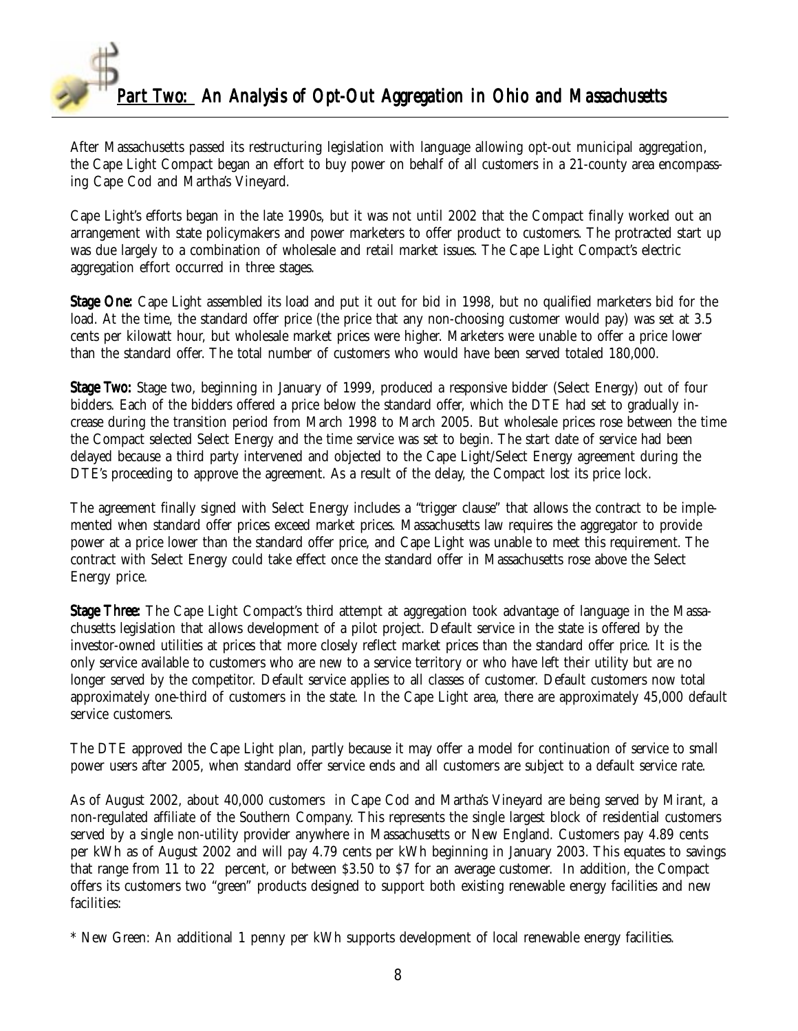## *Part Two: An Analysis of Opt-Out Aggregation in Ohio and Massachusetts*

After Massachusetts passed its restructuring legislation with language allowing opt-out municipal aggregation, the Cape Light Compact began an effort to buy power on behalf of all customers in a 21-county area encompassing Cape Cod and Martha's Vineyard.

Cape Light's efforts began in the late 1990s, but it was not until 2002 that the Compact finally worked out an arrangement with state policymakers and power marketers to offer product to customers. The protracted start up was due largely to a combination of wholesale and retail market issues. The Cape Light Compact's electric aggregation effort occurred in three stages.

**Stage One:** Cape Light assembled its load and put it out for bid in 1998, but no qualified marketers bid for the load. At the time, the standard offer price (the price that any non-choosing customer would pay) was set at 3.5 cents per kilowatt hour, but wholesale market prices were higher. Marketers were unable to offer a price lower than the standard offer. The total number of customers who would have been served totaled 180,000.

**Stage Two:** Stage two, beginning in January of 1999, produced a responsive bidder (Select Energy) out of four bidders. Each of the bidders offered a price below the standard offer, which the DTE had set to gradually increase during the transition period from March 1998 to March 2005. But wholesale prices rose between the time the Compact selected Select Energy and the time service was set to begin. The start date of service had been delayed because a third party intervened and objected to the Cape Light/Select Energy agreement during the DTE's proceeding to approve the agreement. As a result of the delay, the Compact lost its price lock.

The agreement finally signed with Select Energy includes a "trigger clause" that allows the contract to be implemented when standard offer prices exceed market prices. Massachusetts law requires the aggregator to provide power at a price lower than the standard offer price, and Cape Light was unable to meet this requirement. The contract with Select Energy could take effect once the standard offer in Massachusetts rose above the Select Energy price.

**Stage Three:** The Cape Light Compact's third attempt at aggregation took advantage of language in the Massachusetts legislation that allows development of a pilot project. Default service in the state is offered by the investor-owned utilities at prices that more closely reflect market prices than the standard offer price. It is the only service available to customers who are new to a service territory or who have left their utility but are no longer served by the competitor. Default service applies to all classes of customer. Default customers now total approximately one-third of customers in the state. In the Cape Light area, there are approximately 45,000 default service customers.

The DTE approved the Cape Light plan, partly because it may offer a model for continuation of service to small power users after 2005, when standard offer service ends and all customers are subject to a default service rate.

As of August 2002, about 40,000 customers in Cape Cod and Martha's Vineyard are being served by Mirant, a non-regulated affiliate of the Southern Company. This represents the single largest block of residential customers served by a single non-utility provider anywhere in Massachusetts or New England. Customers pay 4.89 cents per kWh as of August 2002 and will pay 4.79 cents per kWh beginning in January 2003. This equates to savings that range from 11 to 22 percent, or between \$3.50 to \$7 for an average customer. In addition, the Compact offers its customers two "green" products designed to support both existing renewable energy facilities and new facilities:

* New Green: An additional 1 penny per kWh supports development of local renewable energy facilities.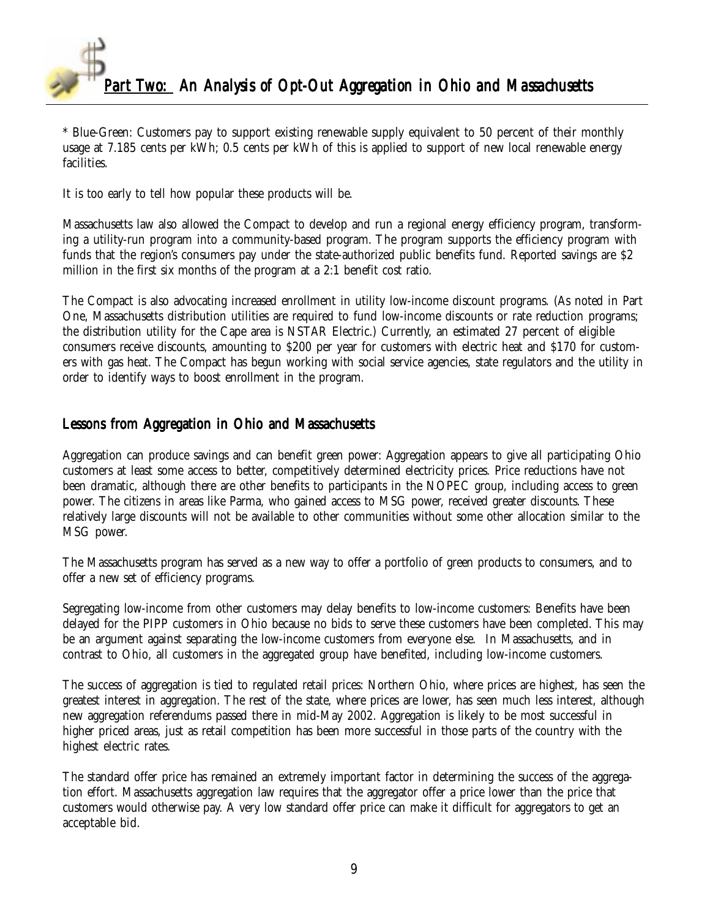* Blue-Green: Customers pay to support existing renewable supply equivalent to 50 percent of their monthly usage at 7.185 cents per kWh; 0.5 cents per kWh of this is applied to support of new local renewable energy facilities.

It is too early to tell how popular these products will be.

Massachusetts law also allowed the Compact to develop and run a regional energy efficiency program, transforming a utility-run program into a community-based program. The program supports the efficiency program with funds that the region's consumers pay under the state-authorized public benefits fund. Reported savings are $2 million in the first six months of the program at a 2:1 benefit cost ratio.

The Compact is also advocating increased enrollment in utility low-income discount programs. (As noted in Part One, Massachusetts distribution utilities are required to fund low-income discounts or rate reduction programs; the distribution utility for the Cape area is NSTAR Electric.) Currently, an estimated 27 percent of eligible consumers receive discounts, amounting to $200 per year for customers with electric heat and $170 for customers with gas heat. The Compact has begun working with social service agencies, state regulators and the utility in order to identify ways to boost enrollment in the program.

## Lessons from Aggregation in Ohio and Massachusetts

Aggregation can produce savings and can benefit green power: Aggregation appears to give all participating Ohio customers at least some access to better, competitively determined electricity prices. Price reductions have not been dramatic, although there are other benefits to participants in the NOPEC group, including access to green power. The citizens in areas like Parma, who gained access to MSG power, received greater discounts. These relatively large discounts will not be available to other communities without some other allocation similar to the MSG power.

The Massachusetts program has served as a new way to offer a portfolio of green products to consumers, and to offer a new set of efficiency programs.

Segregating low-income from other customers may delay benefits to low-income customers: Benefits have been delayed for the PIPP customers in Ohio because no bids to serve these customers have been completed. This may be an argument against separating the low-income customers from everyone else. In Massachusetts, and in contrast to Ohio, all customers in the aggregated group have benefited, including low-income customers.

The success of aggregation is tied to regulated retail prices: Northern Ohio, where prices are highest, has seen the greatest interest in aggregation. The rest of the state, where prices are lower, has seen much less interest, although new aggregation referendums passed there in mid-May 2002. Aggregation is likely to be most successful in higher priced areas, just as retail competition has been more successful in those parts of the country with the highest electric rates.

The standard offer price has remained an extremely important factor in determining the success of the aggregation effort. Massachusetts aggregation law requires that the aggregator offer a price lower than the price that customers would otherwise pay. A very low standard offer price can make it difficult for aggregators to get an acceptable bid.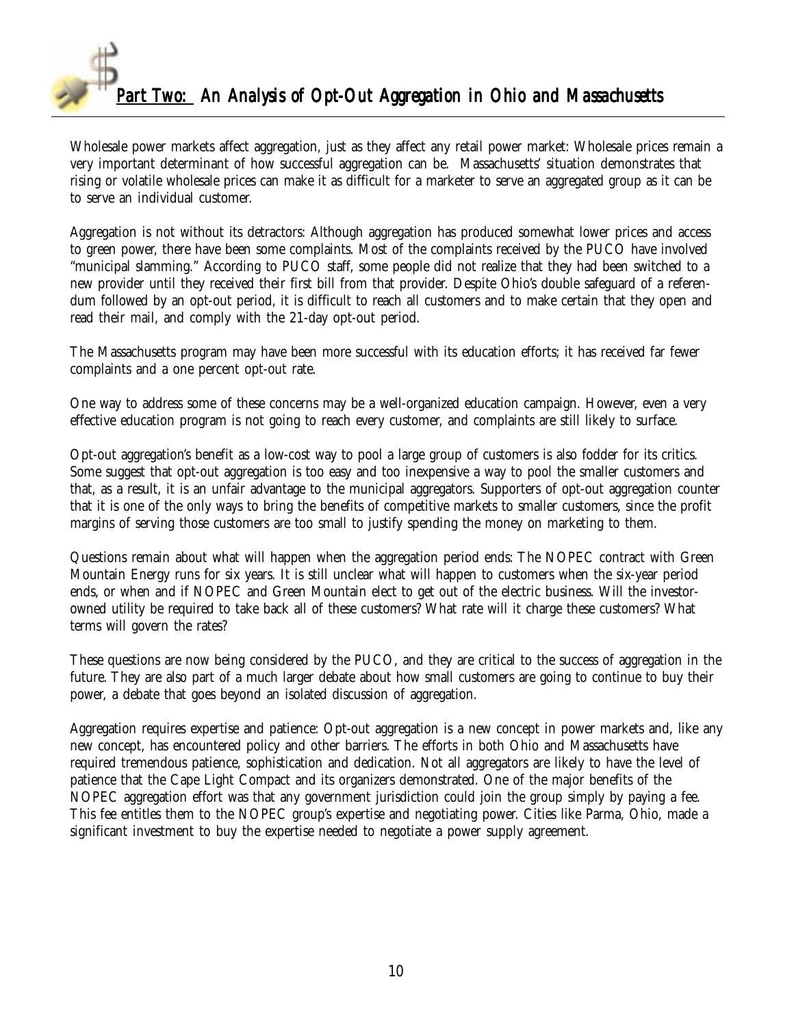## *Part Two: An Analysis of Opt-Out Aggregation in Ohio and Massachusetts*

Wholesale power markets affect aggregation, just as they affect any retail power market: Wholesale prices remain a very important determinant of how successful aggregation can be. Massachusetts' situation demonstrates that rising or volatile wholesale prices can make it as difficult for a marketer to serve an aggregated group as it can be to serve an individual customer.

Aggregation is not without its detractors: Although aggregation has produced somewhat lower prices and access to green power, there have been some complaints. Most of the complaints received by the PUCO have involved "municipal slamming." According to PUCO staff, some people did not realize that they had been switched to a new provider until they received their first bill from that provider. Despite Ohio's double safeguard of a referendum followed by an opt-out period, it is difficult to reach all customers and to make certain that they open and read their mail, and comply with the 21-day opt-out period.

The Massachusetts program may have been more successful with its education efforts; it has received far fewer complaints and a one percent opt-out rate.

One way to address some of these concerns may be a well-organized education campaign. However, even a very effective education program is not going to reach every customer, and complaints are still likely to surface.

Opt-out aggregation's benefit as a low-cost way to pool a large group of customers is also fodder for its critics. Some suggest that opt-out aggregation is too easy and too inexpensive a way to pool the smaller customers and that, as a result, it is an unfair advantage to the municipal aggregators. Supporters of opt-out aggregation counter that it is one of the only ways to bring the benefits of competitive markets to smaller customers, since the profit margins of serving those customers are too small to justify spending the money on marketing to them.

Questions remain about what will happen when the aggregation period ends: The NOPEC contract with Green Mountain Energy runs for six years. It is still unclear what will happen to customers when the six-year period ends, or when and if NOPEC and Green Mountain elect to get out of the electric business. Will the investor-owned utility be required to take back all of these customers? What rate will it charge these customers? What terms will govern the rates?

These questions are now being considered by the PUCO, and they are critical to the success of aggregation in the future. They are also part of a much larger debate about how small customers are going to continue to buy their power, a debate that goes beyond an isolated discussion of aggregation.

Aggregation requires expertise and patience: Opt-out aggregation is a new concept in power markets and, like any new concept, has encountered policy and other barriers. The efforts in both Ohio and Massachusetts have required tremendous patience, sophistication and dedication. Not all aggregators are likely to have the level of patience that the Cape Light Compact and its organizers demonstrated. One of the major benefits of the NOPEC aggregation effort was that any government jurisdiction could join the group simply by paying a fee. This fee entitles them to the NOPEC group's expertise and negotiating power. Cities like Parma, Ohio, made a significant investment to buy the expertise needed to negotiate a power supply agreement.